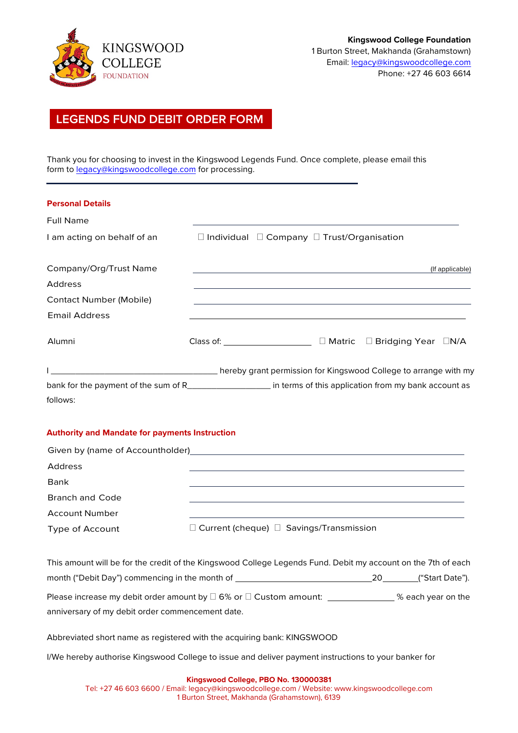KINGSWOOD COLLEGE FOUNDATION

**Kingswood College Foundation**
1 Burton Street, Makhanda (Grahamstown)
Email: legacy@kingswoodcollege.com
Phone: +27 46 603 6614

# LEGENDS FUND DEBIT ORDER FORM

Thank you for choosing to invest in the Kingswood Legends Fund. Once complete, please email this form to legacy@kingswoodcollege.com for processing.

---

## Personal Details

Full Name ______________________________

I am acting on behalf of an ☐ Individual ☐ Company ☐ Trust/Organisation

Company/Org/Trust Name ______________________________ (If applicable)

Address ______________________________

Contact Number (Mobile) ______________________________

Email Address ______________________________

Alumni Class of: __________ ☐ Matric ☐ Bridging Year ☐N/A

I ______________________________ hereby grant permission for Kingswood College to arrange with my bank for the payment of the sum of R__________ in terms of this application from my bank account as follows:

## Authority and Mandate for payments Instruction

Given by (name of Accountholder) ______________________________

Address ______________________________

Bank ______________________________

Branch and Code ______________________________

Account Number ______________________________

Type of Account ☐ Current (cheque) ☐ Savings/Transmission

This amount will be for the credit of the Kingswood College Legends Fund. Debit my account on the 7th of each month ("Debit Day") commencing in the month of ______________________ 20______ ("Start Date").

Please increase my debit order amount by ☐ 6% or ☐ Custom amount: __________ % each year on the anniversary of my debit order commencement date.

Abbreviated short name as registered with the acquiring bank: KINGSWOOD

I/We hereby authorise Kingswood College to issue and deliver payment instructions to your banker for

**Kingswood College, PBO No. 130000381**
Tel: +27 46 603 6600 / Email: legacy@kingswoodcollege.com / Website: www.kingswoodcollege.com
1 Burton Street, Makhanda (Grahamstown), 6139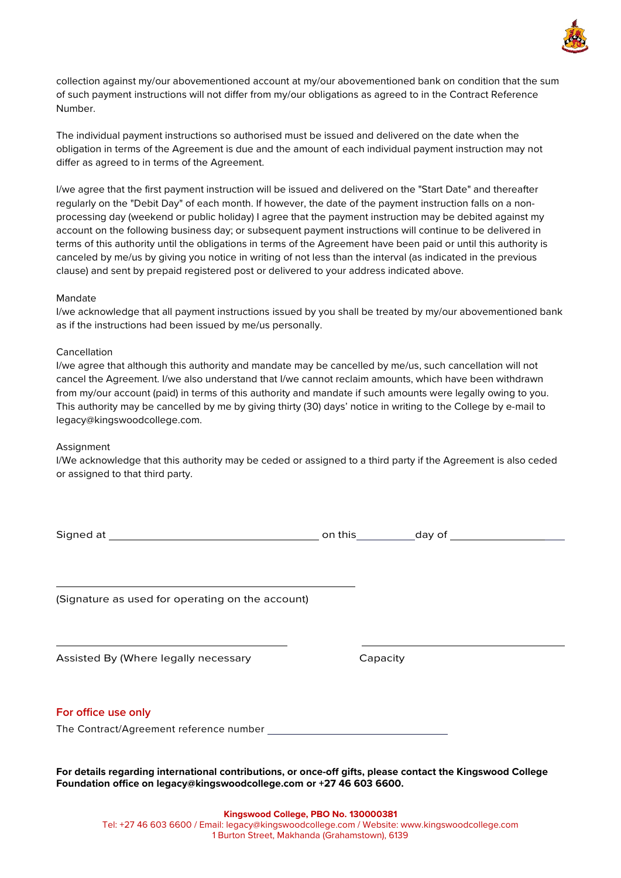collection against my/our abovementioned account at my/our abovementioned bank on condition that the sum of such payment instructions will not differ from my/our obligations as agreed to in the Contract Reference Number.

The individual payment instructions so authorised must be issued and delivered on the date when the obligation in terms of the Agreement is due and the amount of each individual payment instruction may not differ as agreed to in terms of the Agreement.

I/we agree that the first payment instruction will be issued and delivered on the "Start Date" and thereafter regularly on the "Debit Day" of each month. If however, the date of the payment instruction falls on a non-processing day (weekend or public holiday) I agree that the payment instruction may be debited against my account on the following business day; or subsequent payment instructions will continue to be delivered in terms of this authority until the obligations in terms of the Agreement have been paid or until this authority is canceled by me/us by giving you notice in writing of not less than the interval (as indicated in the previous clause) and sent by prepaid registered post or delivered to your address indicated above.

Mandate

I/we acknowledge that all payment instructions issued by you shall be treated by my/our abovementioned bank as if the instructions had been issued by me/us personally.

Cancellation

I/we agree that although this authority and mandate may be cancelled by me/us, such cancellation will not cancel the Agreement. I/we also understand that I/we cannot reclaim amounts, which have been withdrawn from my/our account (paid) in terms of this authority and mandate if such amounts were legally owing to you. This authority may be cancelled by me by giving thirty (30) days' notice in writing to the College by e-mail to legacy@kingswoodcollege.com.

Assignment

I/We acknowledge that this authority may be ceded or assigned to a third party if the Agreement is also ceded or assigned to that third party.

Signed at ________________________ on this __________ day of ____________________

______________________________________

(Signature as used for operating on the account)

______________________________ ______________________________

Assisted By (Where legally necessary Capacity

## For office use only

The Contract/Agreement reference number ______________________________

**For details regarding international contributions, or once-off gifts, please contact the Kingswood College Foundation office on legacy@kingswoodcollege.com or +27 46 603 6600.**

**Kingswood College, PBO No. 130000381**

Tel: +27 46 603 6600 / Email: legacy@kingswoodcollege.com / Website: www.kingswoodcollege.com

1 Burton Street, Makhanda (Grahamstown), 6139